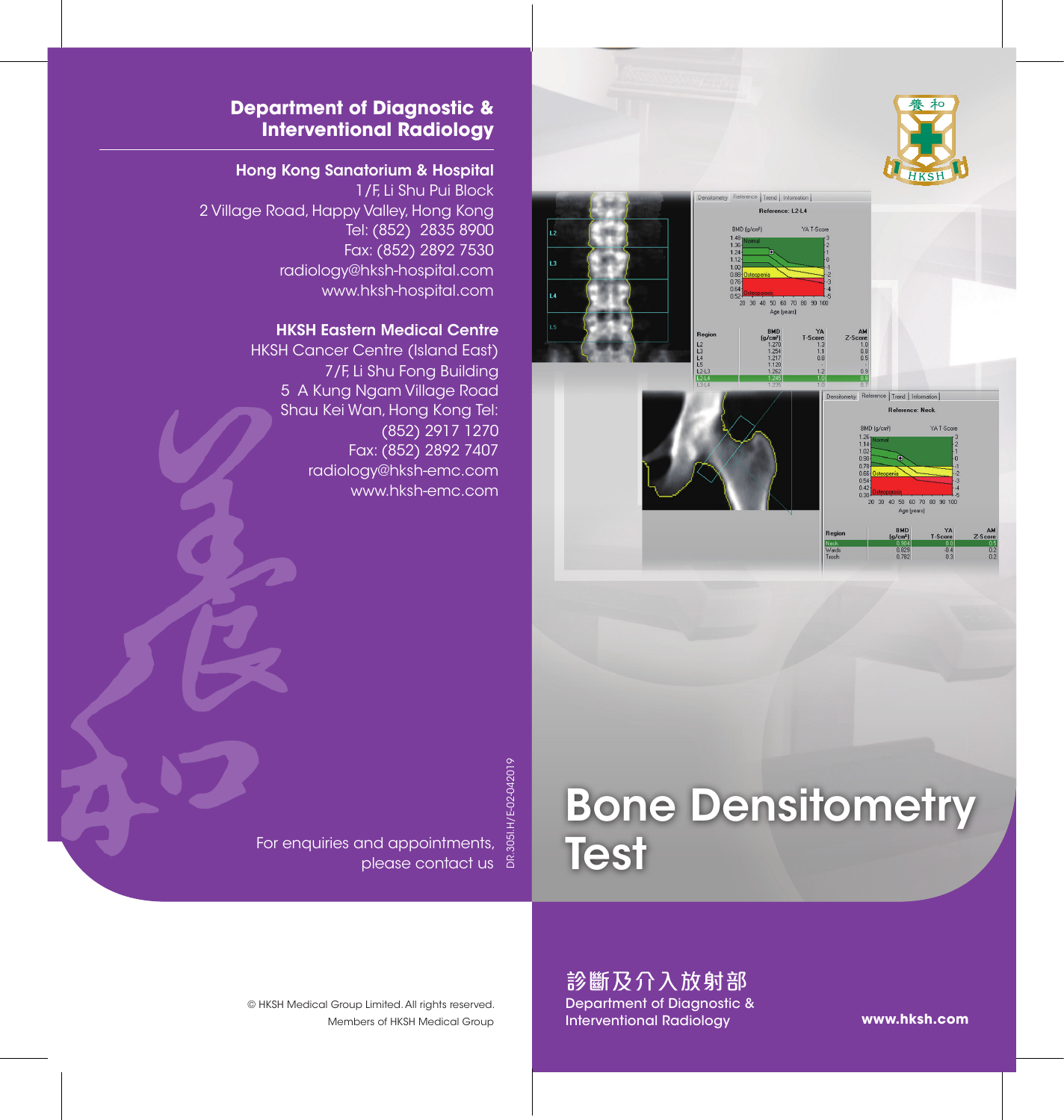## Department of Diagnostic & Interventional Radiology

**Hong Kong Sanatorium & Hospital**
1/F, Li Shu Pui Block
2 Village Road, Happy Valley, Hong Kong
Tel: (852) 2835 8900
Fax: (852) 2892 7530
radiology@hksh-hospital.com
www.hksh-hospital.com

**HKSH Eastern Medical Centre**
HKSH Cancer Centre (Island East)
7/F, Li Shu Fong Building
5 A Kung Ngam Village Road
Shau Kei Wan, Hong Kong Tel:
(852) 2917 1270
Fax: (852) 2892 7407
radiology@hksh-emc.com
www.hksh-emc.com

For enquiries and appointments, please contact us

DR.305I.H/E-02-042019

© HKSH Medical Group Limited. All rights reserved.
Members of HKSH Medical Group

# Bone Densitometry Test

診斷及介入放射部
Department of Diagnostic & Interventional Radiology

**www.hksh.com**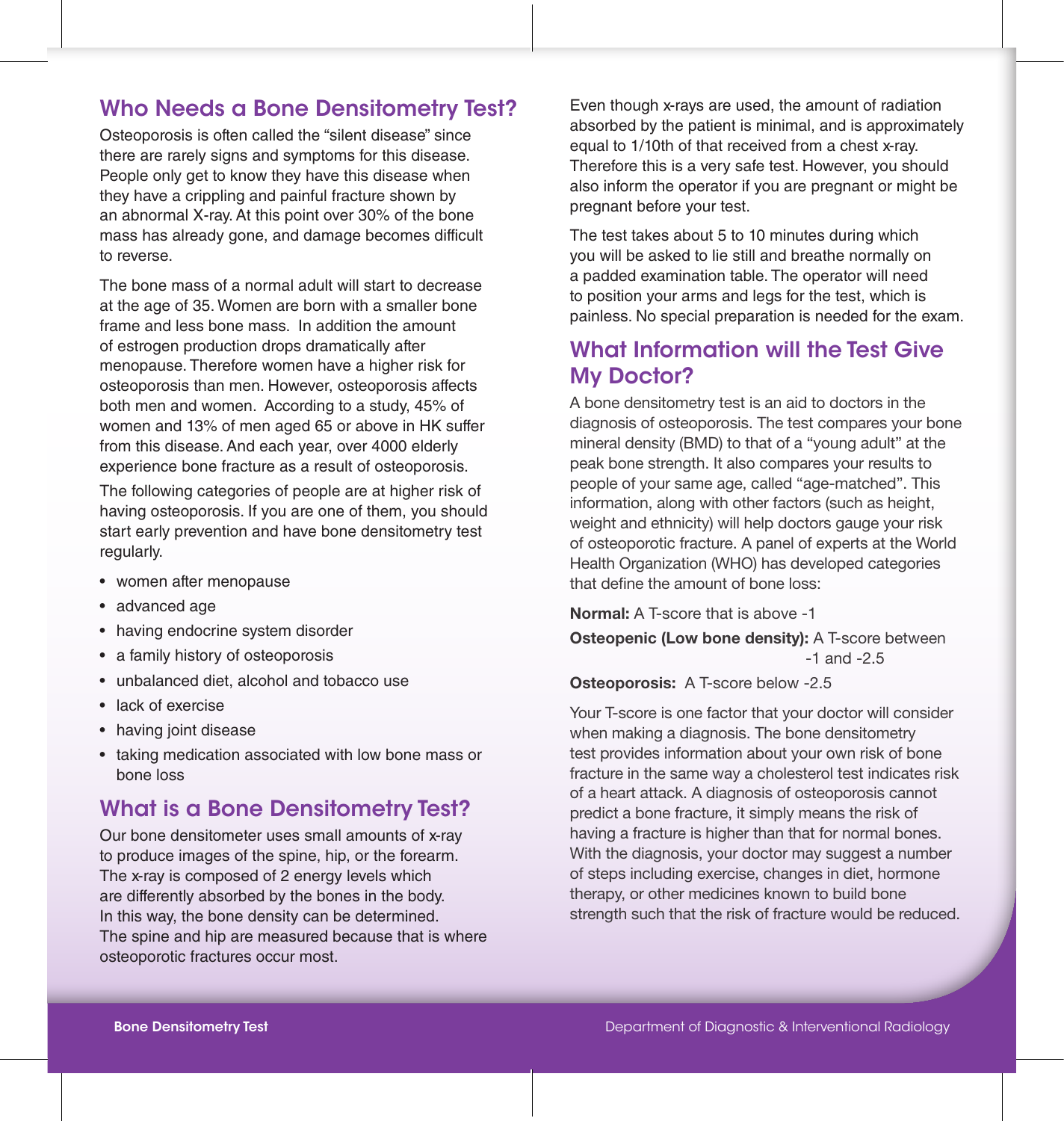## Who Needs a Bone Densitometry Test?

Osteoporosis is often called the "silent disease" since there are rarely signs and symptoms for this disease. People only get to know they have this disease when they have a crippling and painful fracture shown by an abnormal X-ray. At this point over 30% of the bone mass has already gone, and damage becomes difficult to reverse.

The bone mass of a normal adult will start to decrease at the age of 35. Women are born with a smaller bone frame and less bone mass. In addition the amount of estrogen production drops dramatically after menopause. Therefore women have a higher risk for osteoporosis than men. However, osteoporosis affects both men and women. According to a study, 45% of women and 13% of men aged 65 or above in HK suffer from this disease. And each year, over 4000 elderly experience bone fracture as a result of osteoporosis.

The following categories of people are at higher risk of having osteoporosis. If you are one of them, you should start early prevention and have bone densitometry test regularly.

- women after menopause
- advanced age
- having endocrine system disorder
- a family history of osteoporosis
- unbalanced diet, alcohol and tobacco use
- lack of exercise
- having joint disease
- taking medication associated with low bone mass or bone loss

## What is a Bone Densitometry Test?

Our bone densitometer uses small amounts of x-ray to produce images of the spine, hip, or the forearm. The x-ray is composed of 2 energy levels which are differently absorbed by the bones in the body. In this way, the bone density can be determined. The spine and hip are measured because that is where osteoporotic fractures occur most.

Even though x-rays are used, the amount of radiation absorbed by the patient is minimal, and is approximately equal to 1/10th of that received from a chest x-ray. Therefore this is a very safe test. However, you should also inform the operator if you are pregnant or might be pregnant before your test.

The test takes about 5 to 10 minutes during which you will be asked to lie still and breathe normally on a padded examination table. The operator will need to position your arms and legs for the test, which is painless. No special preparation is needed for the exam.

## What Information will the Test Give My Doctor?

A bone densitometry test is an aid to doctors in the diagnosis of osteoporosis. The test compares your bone mineral density (BMD) to that of a "young adult" at the peak bone strength. It also compares your results to people of your same age, called "age-matched". This information, along with other factors (such as height, weight and ethnicity) will help doctors gauge your risk of osteoporotic fracture. A panel of experts at the World Health Organization (WHO) has developed categories that define the amount of bone loss:

**Normal:** A T-score that is above -1

**Osteopenic (Low bone density):** A T-score between -1 and -2.5

**Osteoporosis:** A T-score below -2.5

Your T-score is one factor that your doctor will consider when making a diagnosis. The bone densitometry test provides information about your own risk of bone fracture in the same way a cholesterol test indicates risk of a heart attack. A diagnosis of osteoporosis cannot predict a bone fracture, it simply means the risk of having a fracture is higher than that for normal bones. With the diagnosis, your doctor may suggest a number of steps including exercise, changes in diet, hormone therapy, or other medicines known to build bone strength such that the risk of fracture would be reduced.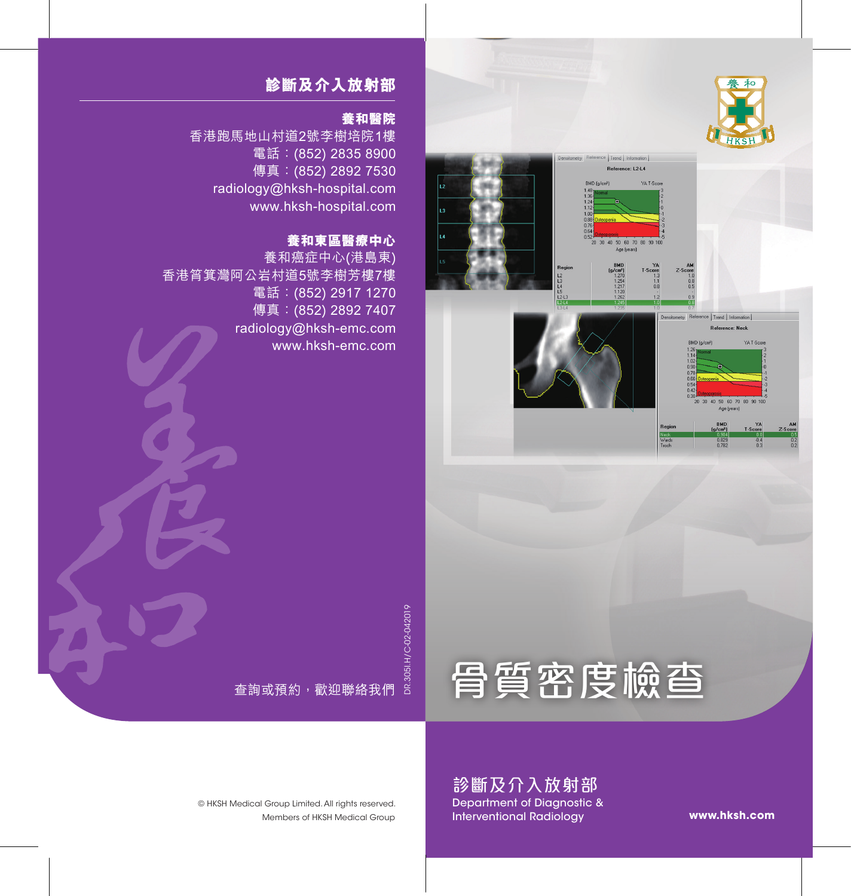## 診斷及介入放射部

### 養和醫院

香港跑馬地山村道2號李樹培院1樓
電話：(852) 2835 8900
傳真：(852) 2892 7530
radiology@hksh-hospital.com
www.hksh-hospital.com

### 養和東區醫療中心

養和癌症中心(港島東)
香港筲箕灣阿公岩村道5號李樹芳樓7樓
電話：(852) 2917 1270
傳真：(852) 2892 7407
radiology@hksh-emc.com
www.hksh-emc.com

查詢或預約，歡迎聯絡我們

DR.305I.H/C-02-042019

© HKSH Medical Group Limited. All rights reserved.
Members of HKSH Medical Group

# 骨質密度檢查

診斷及介入放射部
Department of Diagnostic & Interventional Radiology

www.hksh.com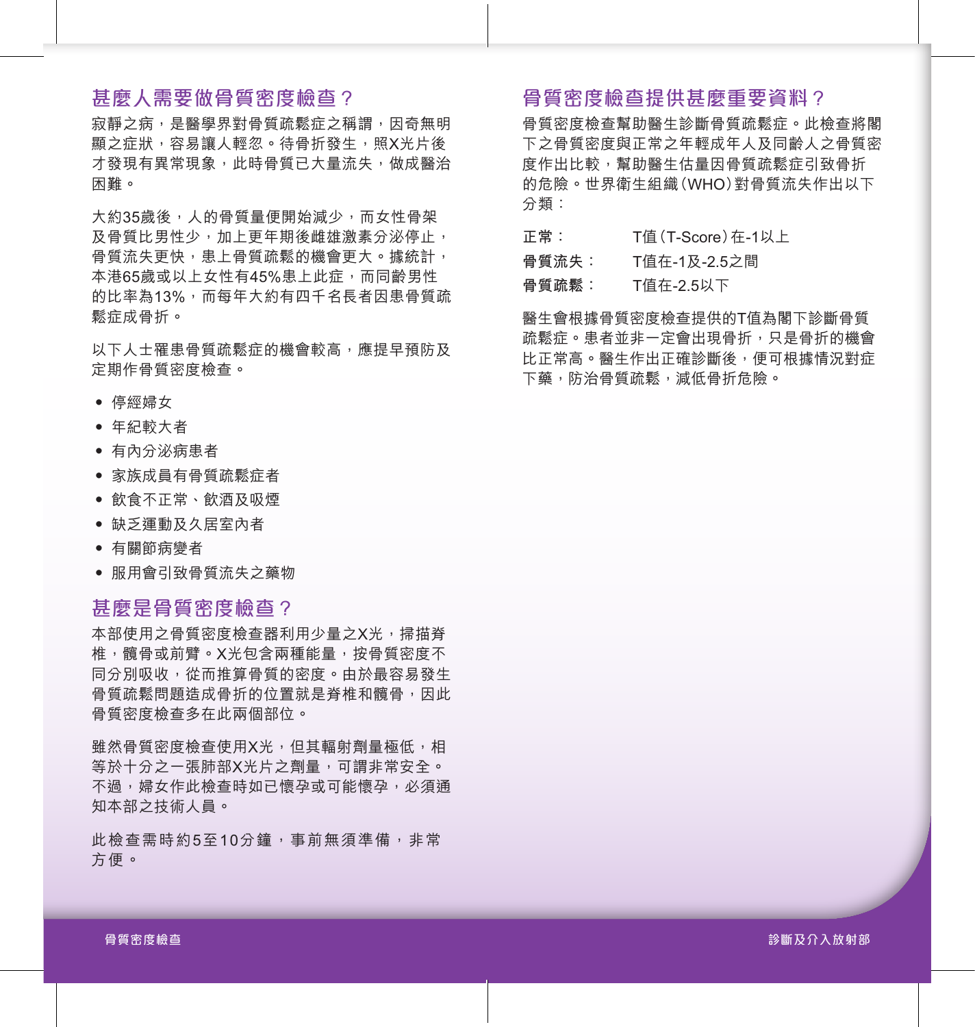## 甚麼人需要做骨質密度檢查？

寂靜之病，是醫學界對骨質疏鬆症之稱謂，因奇無明顯之症狀，容易讓人輕忽。待骨折發生，照X光片後才發現有異常現象，此時骨質已大量流失，做成醫治困難。

大約35歲後，人的骨質量便開始減少，而女性骨架及骨質比男性少，加上更年期後雌雄激素分泌停止，骨質流失更快，患上骨質疏鬆的機會更大。據統計，本港65歲或以上女性有45%患上此症，而同齡男性的比率為13%，而每年大約有四千名長者因患骨質疏鬆症成骨折。

以下人士罹患骨質疏鬆症的機會較高，應提早預防及定期作骨質密度檢查。

- 停經婦女
- 年紀較大者
- 有內分泌病患者
- 家族成員有骨質疏鬆症者
- 飲食不正常、飲酒及吸煙
- 缺乏運動及久居室內者
- 有關節病變者
- 服用會引致骨質流失之藥物

## 甚麼是骨質密度檢查？

本部使用之骨質密度檢查器利用少量之X光，掃描脊椎，髖骨或前臂。X光包含兩種能量，按骨質密度不同分別吸收，從而推算骨質的密度。由於最容易發生骨質疏鬆問題造成骨折的位置就是脊椎和髖骨，因此骨質密度檢查多在此兩個部位。

雖然骨質密度檢查使用X光，但其輻射劑量極低，相等於十分之一張肺部X光片之劑量，可謂非常安全。不過，婦女作此檢查時如已懷孕或可能懷孕，必須通知本部之技術人員。

此檢查需時約5至10分鐘，事前無須準備，非常方便。

## 骨質密度檢查提供甚麼重要資料？

骨質密度檢查幫助醫生診斷骨質疏鬆症。此檢查將閣下之骨質密度與正常之年輕成年人及同齡人之骨質密度作出比較，幫助醫生估量因骨質疏鬆症引致骨折的危險。世界衛生組織（WHO）對骨質流失作出以下分類：

| | |
|---|---|
| **正常：** | T值（T-Score）在-1以上 |
| **骨質流失：** | T值在-1及-2.5之間 |
| **骨質疏鬆：** | T值在-2.5以下 |

醫生會根據骨質密度檢查提供的T值為閣下診斷骨質疏鬆症。患者並非一定會出現骨折，只是骨折的機會比正常高。醫生作出正確診斷後，便可根據情況對症下藥，防治骨質疏鬆，減低骨折危險。